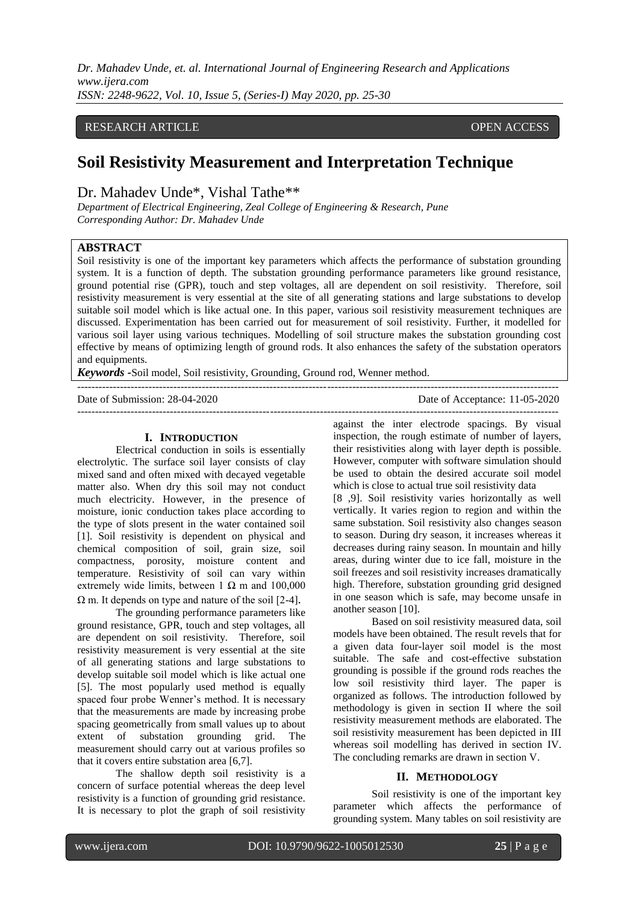RESEARCH ARTICLE OPEN ACCESS

# Soil Resistivity Measurement and Interpretation Technique

Dr. Mahadev Unde*, Vishal Tathe**

*Department of Electrical Engineering, Zeal College of Engineering & Research, Pune*
*Corresponding Author: Dr. Mahadev Unde*

## ABSTRACT

Soil resistivity is one of the important key parameters which affects the performance of substation grounding system. It is a function of depth. The substation grounding performance parameters like ground resistance, ground potential rise (GPR), touch and step voltages, all are dependent on soil resistivity. Therefore, soil resistivity measurement is very essential at the site of all generating stations and large substations to develop suitable soil model which is like actual one. In this paper, various soil resistivity measurement techniques are discussed. Experimentation has been carried out for measurement of soil resistivity. Further, it modelled for various soil layer using various techniques. Modelling of soil structure makes the substation grounding cost effective by means of optimizing length of ground rods. It also enhances the safety of the substation operators and equipments.

***Keywords*** **-**Soil model, Soil resistivity, Grounding, Ground rod, Wenner method.

Date of Submission: 28-04-2020 Date of Acceptance: 11-05-2020

## I. INTRODUCTION

Electrical conduction in soils is essentially electrolytic. The surface soil layer consists of clay mixed sand and often mixed with decayed vegetable matter also. When dry this soil may not conduct much electricity. However, in the presence of moisture, ionic conduction takes place according to the type of slots present in the water contained soil [1]. Soil resistivity is dependent on physical and chemical composition of soil, grain size, soil compactness, porosity, moisture content and temperature. Resistivity of soil can vary within extremely wide limits, between 1 Ω m and 100,000 Ω m. It depends on type and nature of the soil [2-4].

The grounding performance parameters like ground resistance, GPR, touch and step voltages, all are dependent on soil resistivity. Therefore, soil resistivity measurement is very essential at the site of all generating stations and large substations to develop suitable soil model which is like actual one [5]. The most popularly used method is equally spaced four probe Wenner's method. It is necessary that the measurements are made by increasing probe spacing geometrically from small values up to about extent of substation grounding grid. The measurement should carry out at various profiles so that it covers entire substation area [6,7].

The shallow depth soil resistivity is a concern of surface potential whereas the deep level resistivity is a function of grounding grid resistance. It is necessary to plot the graph of soil resistivity against the inter electrode spacings. By visual inspection, the rough estimate of number of layers, their resistivities along with layer depth is possible. However, computer with software simulation should be used to obtain the desired accurate soil model which is close to actual true soil resistivity data [8 ,9]. Soil resistivity varies horizontally as well vertically. It varies region to region and within the same substation. Soil resistivity also changes season to season. During dry season, it increases whereas it decreases during rainy season. In mountain and hilly areas, during winter due to ice fall, moisture in the soil freezes and soil resistivity increases dramatically high. Therefore, substation grounding grid designed in one season which is safe, may become unsafe in another season [10].

Based on soil resistivity measured data, soil models have been obtained. The result revels that for a given data four-layer soil model is the most suitable. The safe and cost-effective substation grounding is possible if the ground rods reaches the low soil resistivity third layer. The paper is organized as follows. The introduction followed by methodology is given in section II where the soil resistivity measurement methods are elaborated. The soil resistivity measurement has been depicted in III whereas soil modelling has derived in section IV. The concluding remarks are drawn in section V.

## II. METHODOLOGY

Soil resistivity is one of the important key parameter which affects the performance of grounding system. Many tables on soil resistivity are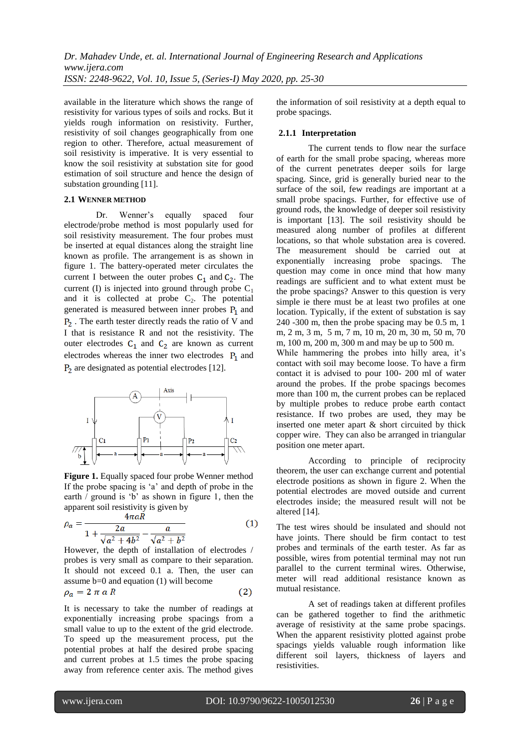available in the literature which shows the range of resistivity for various types of soils and rocks. But it yields rough information on resistivity. Further, resistivity of soil changes geographically from one region to other. Therefore, actual measurement of soil resistivity is imperative. It is very essential to know the soil resistivity at substation site for good estimation of soil structure and hence the design of substation grounding [11].

### 2.1 Wenner Method

Dr. Wenner's equally spaced four electrode/probe method is most popularly used for soil resistivity measurement. The four probes must be inserted at equal distances along the straight line known as profile. The arrangement is as shown in figure 1. The battery-operated meter circulates the current I between the outer probes $C_1$ and $C_2$. The current (I) is injected into ground through probe $C_1$ and it is collected at probe $C_2$. The potential generated is measured between inner probes $P_1$ and $P_2$. The earth tester directly reads the ratio of V and I that is resistance R and not the resistivity. The outer electrodes $C_1$ and $C_2$ are known as current electrodes whereas the inner two electrodes $P_1$ and $P_2$ are designated as potential electrodes [12].

**Figure 1.** Equally spaced four probe Wenner method

If the probe spacing is 'a' and depth of probe in the earth / ground is 'b' as shown in figure 1, then the apparent soil resistivity is given by

$$\rho_a = \frac{4\pi a R}{1 + \frac{2a}{\sqrt{a^2 + 4b^2}} - \frac{a}{\sqrt{a^2 + b^2}}} \qquad (1)$$

However, the depth of installation of electrodes / probes is very small as compare to their separation. It should not exceed 0.1 a. Then, the user can assume b=0 and equation (1) will become

$$\rho_a = 2\,\pi\,a\,R \qquad (2)$$

It is necessary to take the number of readings at exponentially increasing probe spacings from a small value to up to the extent of the grid electrode. To speed up the measurement process, put the potential probes at half the desired probe spacing and current probes at 1.5 times the probe spacing away from reference center axis. The method gives the information of soil resistivity at a depth equal to probe spacings.

#### 2.1.1 Interpretation

The current tends to flow near the surface of earth for the small probe spacing, whereas more of the current penetrates deeper soils for large spacing. Since, grid is generally buried near to the surface of the soil, few readings are important at a small probe spacings. Further, for effective use of ground rods, the knowledge of deeper soil resistivity is important [13]. The soil resistivity should be measured along number of profiles at different locations, so that whole substation area is covered. The measurement should be carried out at exponentially increasing probe spacings. The question may come in once mind that how many readings are sufficient and to what extent must be the probe spacings? Answer to this question is very simple ie there must be at least two profiles at one location. Typically, if the extent of substation is say 240 -300 m, then the probe spacing may be 0.5 m, 1 m, 2 m, 3 m, 5 m, 7 m, 10 m, 20 m, 30 m, 50 m, 70 m, 100 m, 200 m, 300 m and may be up to 500 m.

While hammering the probes into hilly area, it's contact with soil may become loose. To have a firm contact it is advised to pour 100- 200 ml of water around the probes. If the probe spacings becomes more than 100 m, the current probes can be replaced by multiple probes to reduce probe earth contact resistance. If two probes are used, they may be inserted one meter apart & short circuited by thick copper wire. They can also be arranged in triangular position one meter apart.

According to principle of reciprocity theorem, the user can exchange current and potential electrode positions as shown in figure 2. When the potential electrodes are moved outside and current electrodes inside; the measured result will not be altered [14].

The test wires should be insulated and should not have joints. There should be firm contact to test probes and terminals of the earth tester. As far as possible, wires from potential terminal may not run parallel to the current terminal wires. Otherwise, meter will read additional resistance known as mutual resistance.

A set of readings taken at different profiles can be gathered together to find the arithmetic average of resistivity at the same probe spacings. When the apparent resistivity plotted against probe spacings yields valuable rough information like different soil layers, thickness of layers and resistivities.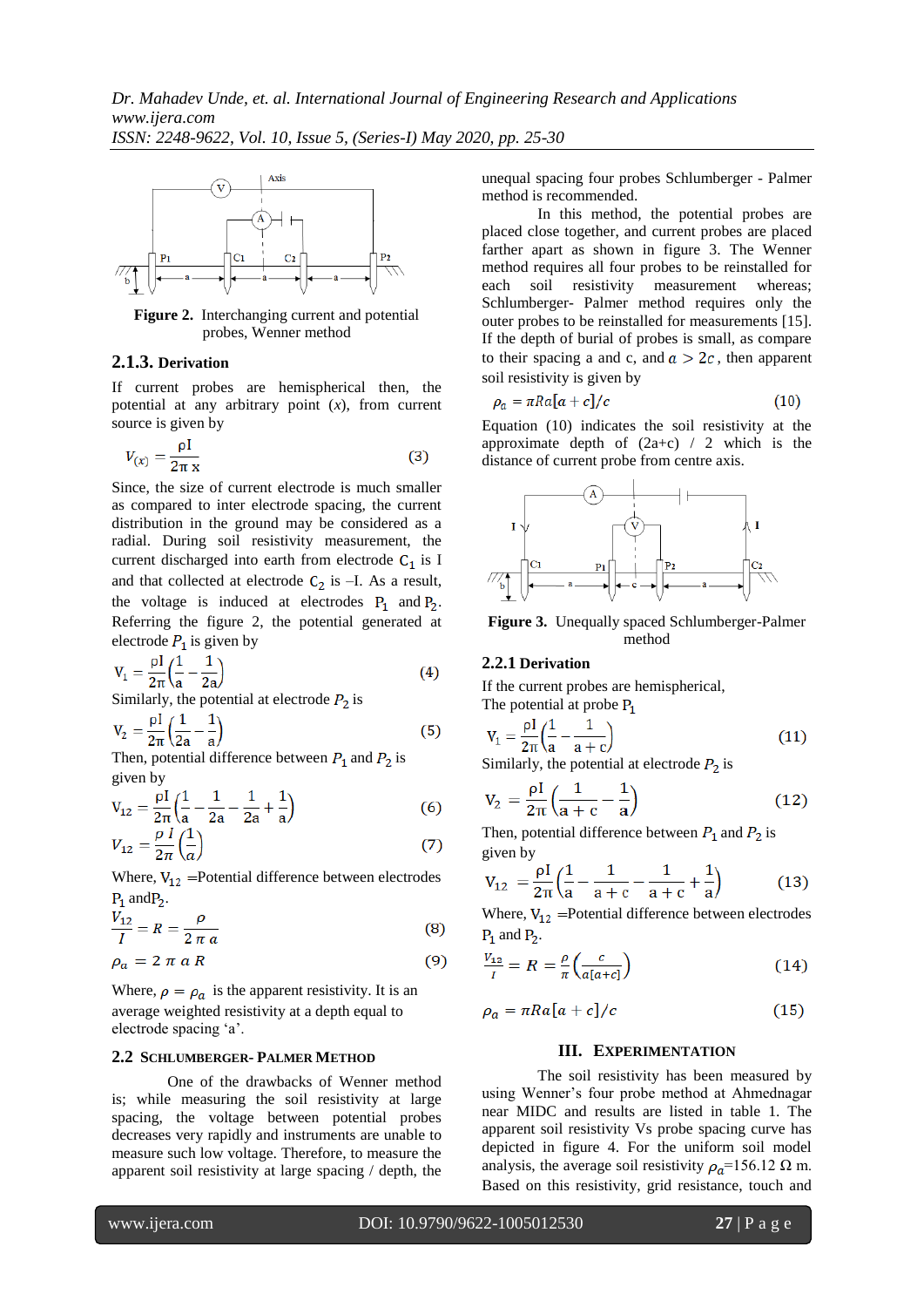Figure 2. Interchanging current and potential probes, Wenner method

### 2.1.3. Derivation

If current probes are hemispherical then, the potential at any arbitrary point ($x$), from current source is given by

$$V_{(x)} = \frac{\rho I}{2\pi x} \quad (3)$$

Since, the size of current electrode is much smaller as compared to inter electrode spacing, the current distribution in the ground may be considered as a radial. During soil resistivity measurement, the current discharged into earth from electrode $C_1$ is I and that collected at electrode $C_2$ is –I. As a result, the voltage is induced at electrodes $P_1$ and $P_2$. Referring the figure 2, the potential generated at electrode $P_1$ is given by

$$V_1 = \frac{\rho I}{2\pi}\left(\frac{1}{a} - \frac{1}{2a}\right) \quad (4)$$

Similarly, the potential at electrode $P_2$ is

$$V_2 = \frac{\rho I}{2\pi}\left(\frac{1}{2a} - \frac{1}{a}\right) \quad (5)$$

Then, potential difference between $P_1$ and $P_2$ is given by

$$V_{12} = \frac{\rho I}{2\pi}\left(\frac{1}{a} - \frac{1}{2a} - \frac{1}{2a} + \frac{1}{a}\right) \quad (6)$$

$$V_{12} = \frac{\rho I}{2\pi}\left(\frac{1}{a}\right) \quad (7)$$

Where, $V_{12}$ =Potential difference between electrodes $P_1$ and $P_2$.

$$\frac{V_{12}}{I} = R = \frac{\rho}{2\pi a} \quad (8)$$

$$\rho_a = 2\pi a R \quad (9)$$

Where, $\rho = \rho_a$ is the apparent resistivity. It is an average weighted resistivity at a depth equal to electrode spacing 'a'.

### 2.2 Schlumberger- Palmer Method

One of the drawbacks of Wenner method is; while measuring the soil resistivity at large spacing, the voltage between potential probes decreases very rapidly and instruments are unable to measure such low voltage. Therefore, to measure the apparent soil resistivity at large spacing / depth, the unequal spacing four probes Schlumberger - Palmer method is recommended.

In this method, the potential probes are placed close together, and current probes are placed farther apart as shown in figure 3. The Wenner method requires all four probes to be reinstalled for each soil resistivity measurement whereas; Schlumberger- Palmer method requires only the outer probes to be reinstalled for measurements [15]. If the depth of burial of probes is small, as compare to their spacing a and c, and $a > 2c$, then apparent soil resistivity is given by

$$\rho_a = \pi Ra[a + c]/c \quad (10)$$

Equation (10) indicates the soil resistivity at the approximate depth of (2a+c) / 2 which is the distance of current probe from centre axis.

Figure 3. Unequally spaced Schlumberger-Palmer method

### 2.2.1 Derivation

If the current probes are hemispherical,
The potential at probe $P_1$

$$V_1 = \frac{\rho I}{2\pi}\left(\frac{1}{a} - \frac{1}{a+c}\right) \quad (11)$$

Similarly, the potential at electrode $P_2$ is

$$V_2 = \frac{\rho I}{2\pi}\left(\frac{1}{a+c} - \frac{1}{a}\right) \quad (12)$$

Then, potential difference between $P_1$ and $P_2$ is given by

$$V_{12} = \frac{\rho I}{2\pi}\left(\frac{1}{a} - \frac{1}{a+c} - \frac{1}{a+c} + \frac{1}{a}\right) \quad (13)$$

Where, $V_{12}$ =Potential difference between electrodes $P_1$ and $P_2$.

$$\frac{V_{12}}{I} = R = \frac{\rho}{\pi}\left(\frac{c}{a[a+c]}\right) \quad (14)$$

$$\rho_a = \pi Ra[a + c]/c \quad (15)$$

## III. Experimentation

The soil resistivity has been measured by using Wenner's four probe method at Ahmednagar near MIDC and results are listed in table 1. The apparent soil resistivity Vs probe spacing curve has depicted in figure 4. For the uniform soil model analysis, the average soil resistivity $\rho_a$=156.12 Ω m. Based on this resistivity, grid resistance, touch and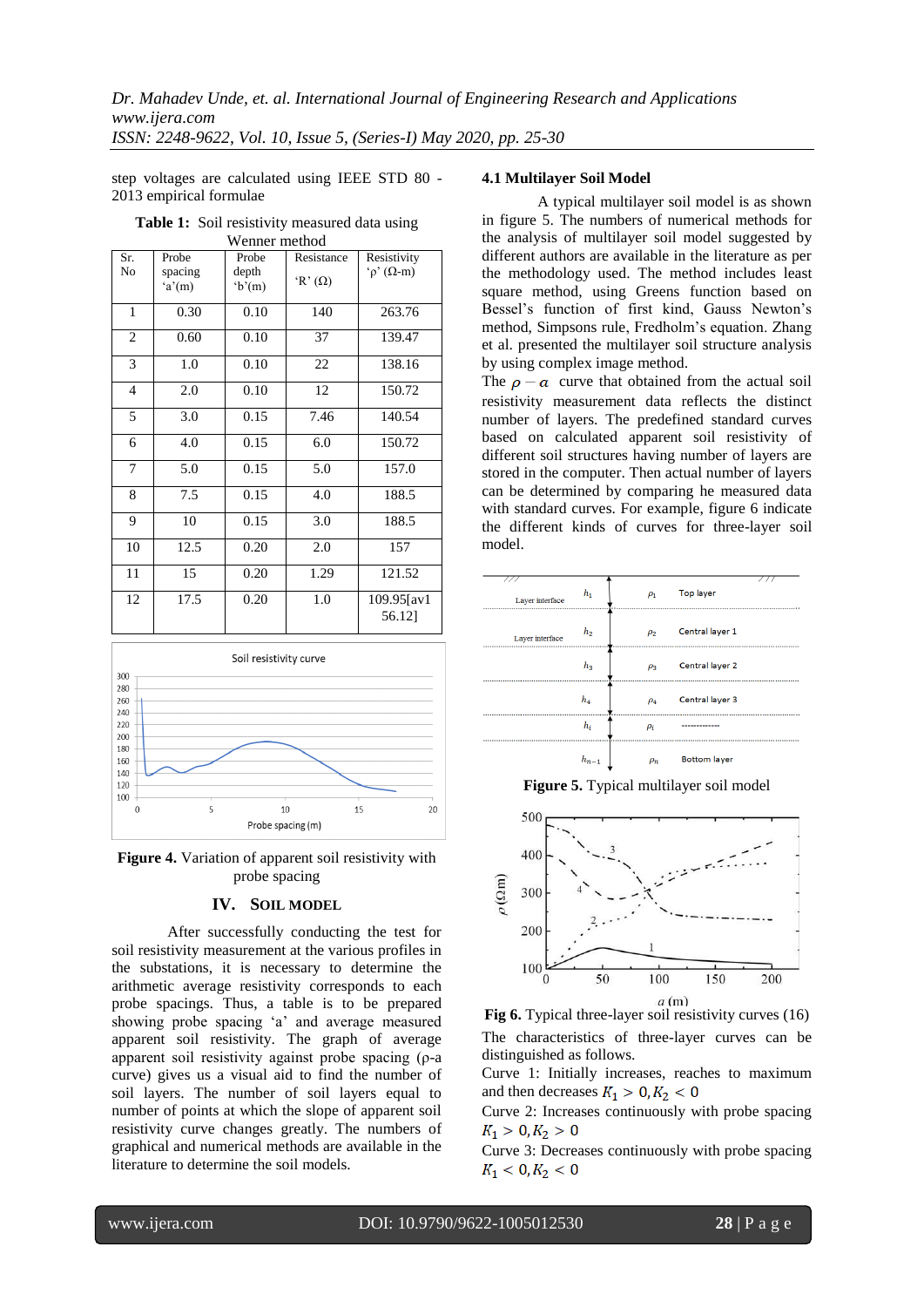step voltages are calculated using IEEE STD 80 - 2013 empirical formulae

**Table 1:** Soil resistivity measured data using Wenner method

| Sr. No | Probe spacing 'a'(m) | Probe depth 'b'(m) | Resistance 'R' (Ω) | Resistivity 'ρ' (Ω-m) |
|---|---|---|---|---|
| 1 | 0.30 | 0.10 | 140 | 263.76 |
| 2 | 0.60 | 0.10 | 37 | 139.47 |
| 3 | 1.0 | 0.10 | 22 | 138.16 |
| 4 | 2.0 | 0.10 | 12 | 150.72 |
| 5 | 3.0 | 0.15 | 7.46 | 140.54 |
| 6 | 4.0 | 0.15 | 6.0 | 150.72 |
| 7 | 5.0 | 0.15 | 5.0 | 157.0 |
| 8 | 7.5 | 0.15 | 4.0 | 188.5 |
| 9 | 10 | 0.15 | 3.0 | 188.5 |
| 10 | 12.5 | 0.20 | 2.0 | 157 |
| 11 | 15 | 0.20 | 1.29 | 121.52 |
| 12 | 17.5 | 0.20 | 1.0 | 109.95[av1 56.12] |

**Figure 4.** Variation of apparent soil resistivity with probe spacing

## IV. SOIL MODEL

After successfully conducting the test for soil resistivity measurement at the various profiles in the substations, it is necessary to determine the arithmetic average resistivity corresponds to each probe spacings. Thus, a table is to be prepared showing probe spacing 'a' and average measured apparent soil resistivity. The graph of average apparent soil resistivity against probe spacing (ρ-a curve) gives us a visual aid to find the number of soil layers. The number of soil layers equal to number of points at which the slope of apparent soil resistivity curve changes greatly. The numbers of graphical and numerical methods are available in the literature to determine the soil models.

### 4.1 Multilayer Soil Model

A typical multilayer soil model is as shown in figure 5. The numbers of numerical methods for the analysis of multilayer soil model suggested by different authors are available in the literature as per the methodology used. The method includes least square method, using Greens function based on Bessel's function of first kind, Gauss Newton's method, Simpsons rule, Fredholm's equation. Zhang et al. presented the multilayer soil structure analysis by using complex image method.

The $\rho - a$ curve that obtained from the actual soil resistivity measurement data reflects the distinct number of layers. The predefined standard curves based on calculated apparent soil resistivity of different soil structures having number of layers are stored in the computer. Then actual number of layers can be determined by comparing he measured data with standard curves. For example, figure 6 indicate the different kinds of curves for three-layer soil model.

**Figure 5.** Typical multilayer soil model

**Fig 6.** Typical three-layer soil resistivity curves (16)

The characteristics of three-layer curves can be distinguished as follows.

Curve 1: Initially increases, reaches to maximum and then decreases $K_1 > 0, K_2 < 0$

Curve 2: Increases continuously with probe spacing $K_1 > 0, K_2 > 0$

Curve 3: Decreases continuously with probe spacing $K_1 < 0, K_2 < 0$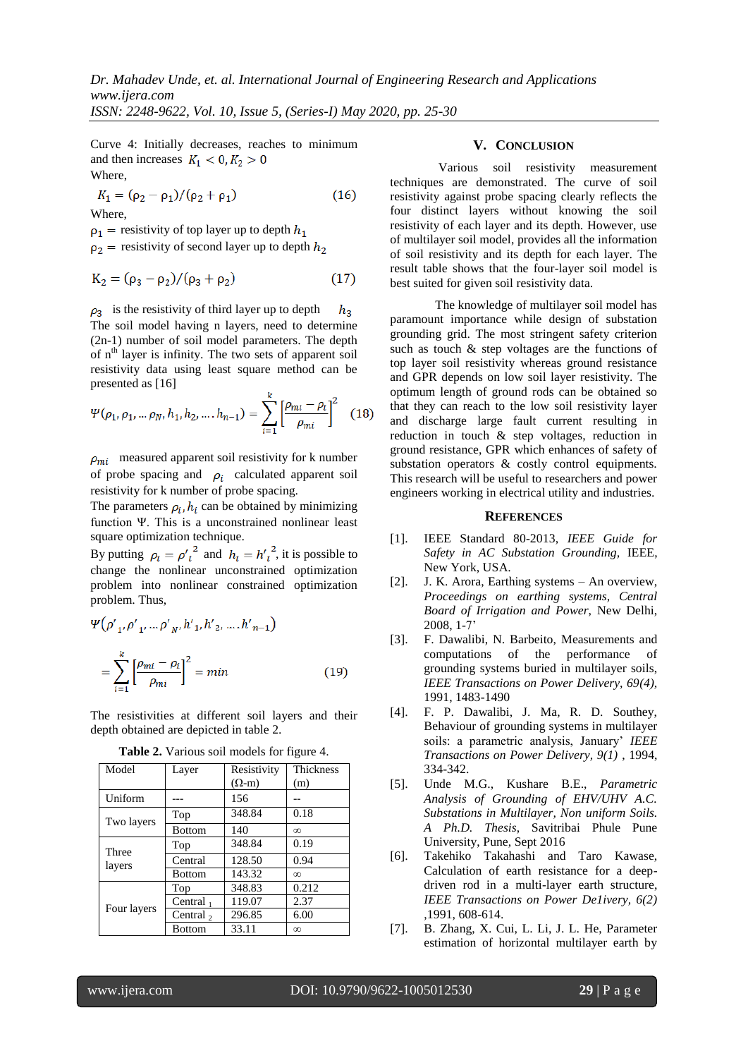Curve 4: Initially decreases, reaches to minimum and then increases $K_1 < 0, K_2 > 0$

Where,

$$K_1 = (\rho_2 - \rho_1)/(\rho_2 + \rho_1) \qquad (16)$$

Where,

$\rho_1$ = resistivity of top layer up to depth $h_1$

$\rho_2$ = resistivity of second layer up to depth $h_2$

$$K_2 = (\rho_3 - \rho_2)/(\rho_3 + \rho_2) \qquad (17)$$

$\rho_3$ is the resistivity of third layer up to depth $h_3$

The soil model having n layers, need to determine (2n-1) number of soil model parameters. The depth of n[th] layer is infinity. The two sets of apparent soil resistivity data using least square method can be presented as [16]

$$\Psi(\rho_1, \rho_1, \ldots \rho_N, h_1, h_2, \ldots . h_{n-1}) = \sum_{i=1}^{k} \left[\frac{\rho_{mi} - \rho_i}{\rho_{mi}}\right]^2 \qquad (18)$$

$\rho_{mi}$ measured apparent soil resistivity for k number of probe spacing and $\rho_i$ calculated apparent soil resistivity for k number of probe spacing.

The parameters $\rho_i, h_i$ can be obtained by minimizing function Ψ. This is a unconstrained nonlinear least square optimization technique.

By putting $\rho_i = {\rho'_i}^2$ and $h_i = {h'_i}^2$, it is possible to change the nonlinear unconstrained optimization problem into nonlinear constrained optimization problem. Thus,

$$\Psi(\rho'_1, \rho'_1, \ldots \rho'_N, h'_1, h'_2, \ldots . h'_{n-1})$$

$$= \sum_{i=1}^{k} \left[\frac{\rho_{mi} - \rho_i}{\rho_{mi}}\right]^2 = min \qquad (19)$$

The resistivities at different soil layers and their depth obtained are depicted in table 2.

**Table 2.** Various soil models for figure 4.

| Model | Layer | Resistivity (Ω-m) | Thickness (m) |
|---|---|---|---|
| Uniform | --- | 156 | -- |
| Two layers | Top | 348.84 | 0.18 |
| | Bottom | 140 | ∞ |
| Three layers | Top | 348.84 | 0.19 |
| | Central | 128.50 | 0.94 |
| | Bottom | 143.32 | ∞ |
| Four layers | Top | 348.83 | 0.212 |
| | Central $_1$ | 119.07 | 2.37 |
| | Central $_2$ | 296.85 | 6.00 |
| | Bottom | 33.11 | ∞ |

## V. CONCLUSION

Various soil resistivity measurement techniques are demonstrated. The curve of soil resistivity against probe spacing clearly reflects the four distinct layers without knowing the soil resistivity of each layer and its depth. However, use of multilayer soil model, provides all the information of soil resistivity and its depth for each layer. The result table shows that the four-layer soil model is best suited for given soil resistivity data.

The knowledge of multilayer soil model has paramount importance while design of substation grounding grid. The most stringent safety criterion such as touch & step voltages are the functions of top layer soil resistivity whereas ground resistance and GPR depends on low soil layer resistivity. The optimum length of ground rods can be obtained so that they can reach to the low soil resistivity layer and discharge large fault current resulting in reduction in touch & step voltages, reduction in ground resistance, GPR which enhances of safety of substation operators & costly control equipments. This research will be useful to researchers and power engineers working in electrical utility and industries.

## REFERENCES

[1]. IEEE Standard 80-2013, *IEEE Guide for Safety in AC Substation Grounding,* IEEE, New York, USA.

[2]. J. K. Arora, Earthing systems – An overview, *Proceedings on earthing systems, Central Board of Irrigation and Power,* New Delhi, 2008, 1-7'

[3]. F. Dawalibi, N. Barbeito, Measurements and computations of the performance of grounding systems buried in multilayer soils, *IEEE Transactions on Power Delivery, 69(4),* 1991, 1483-1490

[4]. F. P. Dawalibi, J. Ma, R. D. Southey, Behaviour of grounding systems in multilayer soils: a parametric analysis, January' *IEEE Transactions on Power Delivery, 9(1)* , 1994, 334-342.

[5]. Unde M.G., Kushare B.E., *Parametric Analysis of Grounding of EHV/UHV A.C. Substations in Multilayer, Non uniform Soils. A Ph.D. Thesis,* Savitribai Phule Pune University, Pune, Sept 2016

[6]. Takehiko Takahashi and Taro Kawase, Calculation of earth resistance for a deep-driven rod in a multi-layer earth structure, *IEEE Transactions on Power De1ivery, 6(2)* ,1991, 608-614.

[7]. B. Zhang, X. Cui, L. Li, J. L. He, Parameter estimation of horizontal multilayer earth by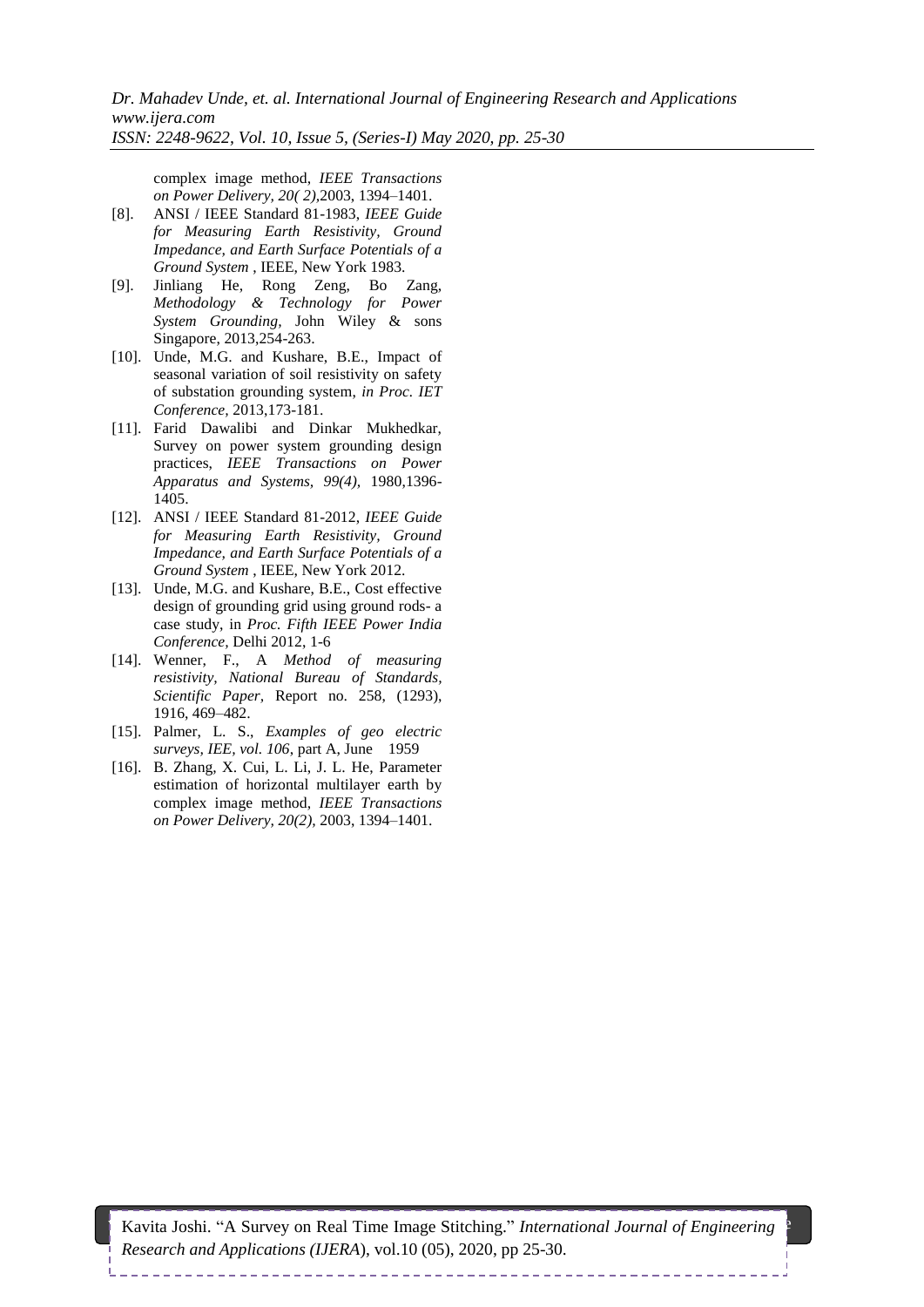complex image method, *IEEE Transactions on Power Delivery, 20( 2),*2003, 1394–1401.

[8]. ANSI / IEEE Standard 81-1983, *IEEE Guide for Measuring Earth Resistivity, Ground Impedance, and Earth Surface Potentials of a Ground System* , IEEE, New York 1983.

[9]. Jinliang He, Rong Zeng, Bo Zang, *Methodology & Technology for Power System Grounding*, John Wiley & sons Singapore, 2013,254-263.

[10]. Unde, M.G. and Kushare, B.E., Impact of seasonal variation of soil resistivity on safety of substation grounding system, *in Proc. IET Conference,* 2013,173-181.

[11]. Farid Dawalibi and Dinkar Mukhedkar, Survey on power system grounding design practices, *IEEE Transactions on Power Apparatus and Systems, 99(4),* 1980,1396-1405.

[12]. ANSI / IEEE Standard 81-2012, *IEEE Guide for Measuring Earth Resistivity, Ground Impedance, and Earth Surface Potentials of a Ground System* , IEEE, New York 2012.

[13]. Unde, M.G. and Kushare, B.E., Cost effective design of grounding grid using ground rods- a case study, in *Proc. Fifth IEEE Power India Conference,* Delhi 2012, 1-6

[14]. Wenner, F., A *Method of measuring resistivity, National Bureau of Standards, Scientific Paper,* Report no. 258, (1293), 1916, 469–482.

[15]. Palmer, L. S., *Examples of geo electric surveys, IEE, vol. 106*, part A, June 1959

[16]. B. Zhang, X. Cui, L. Li, J. L. He, Parameter estimation of horizontal multilayer earth by complex image method, *IEEE Transactions on Power Delivery, 20(2),* 2003, 1394–1401.

Kavita Joshi. "A Survey on Real Time Image Stitching." *International Journal of Engineering Research and Applications (IJERA*), vol.10 (05), 2020, pp 25-30.